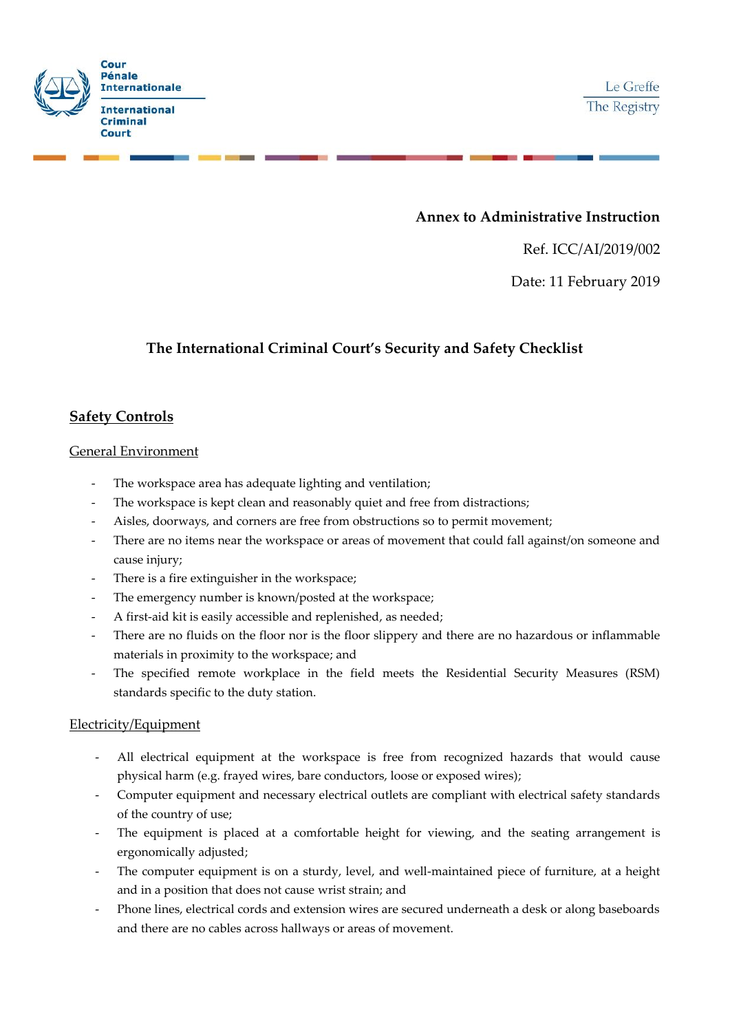Cour Pénale Internationale

International Criminal Court

Le Greffe

The Registry

**Annex to Administrative Instruction**

Ref. ICC/AI/2019/002

Date: 11 February 2019

## The International Criminal Court's Security and Safety Checklist

### Safety Controls

#### General Environment

- The workspace area has adequate lighting and ventilation;
- The workspace is kept clean and reasonably quiet and free from distractions;
- Aisles, doorways, and corners are free from obstructions so to permit movement;
- There are no items near the workspace or areas of movement that could fall against/on someone and cause injury;
- There is a fire extinguisher in the workspace;
- The emergency number is known/posted at the workspace;
- A first-aid kit is easily accessible and replenished, as needed;
- There are no fluids on the floor nor is the floor slippery and there are no hazardous or inflammable materials in proximity to the workspace; and
- The specified remote workplace in the field meets the Residential Security Measures (RSM) standards specific to the duty station.

#### Electricity/Equipment

- All electrical equipment at the workspace is free from recognized hazards that would cause physical harm (e.g. frayed wires, bare conductors, loose or exposed wires);
- Computer equipment and necessary electrical outlets are compliant with electrical safety standards of the country of use;
- The equipment is placed at a comfortable height for viewing, and the seating arrangement is ergonomically adjusted;
- The computer equipment is on a sturdy, level, and well-maintained piece of furniture, at a height and in a position that does not cause wrist strain; and
- Phone lines, electrical cords and extension wires are secured underneath a desk or along baseboards and there are no cables across hallways or areas of movement.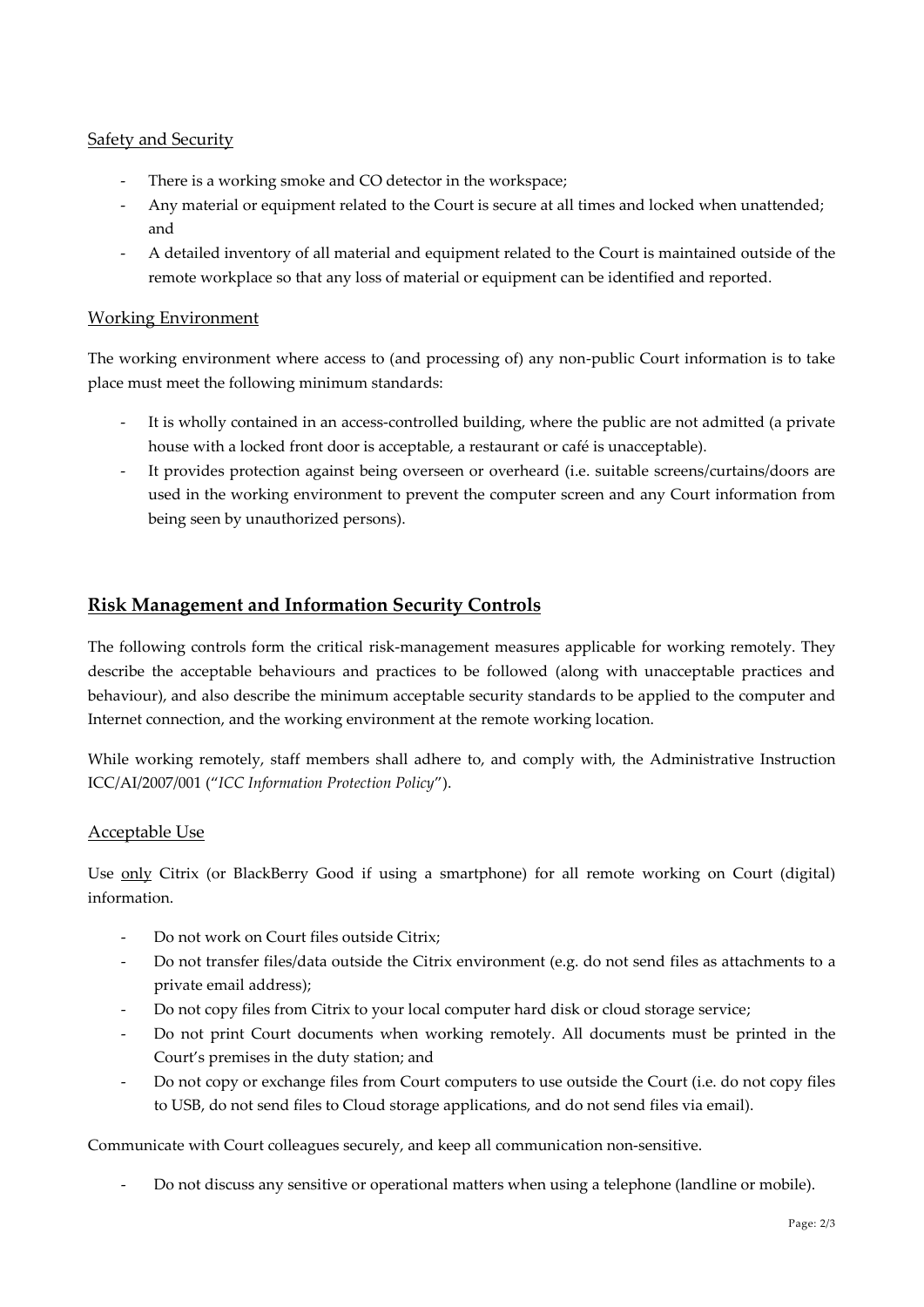### Safety and Security

- There is a working smoke and CO detector in the workspace;
- Any material or equipment related to the Court is secure at all times and locked when unattended; and
- A detailed inventory of all material and equipment related to the Court is maintained outside of the remote workplace so that any loss of material or equipment can be identified and reported.

### Working Environment

The working environment where access to (and processing of) any non-public Court information is to take place must meet the following minimum standards:

- It is wholly contained in an access-controlled building, where the public are not admitted (a private house with a locked front door is acceptable, a restaurant or café is unacceptable).
- It provides protection against being overseen or overheard (i.e. suitable screens/curtains/doors are used in the working environment to prevent the computer screen and any Court information from being seen by unauthorized persons).

## Risk Management and Information Security Controls

The following controls form the critical risk-management measures applicable for working remotely. They describe the acceptable behaviours and practices to be followed (along with unacceptable practices and behaviour), and also describe the minimum acceptable security standards to be applied to the computer and Internet connection, and the working environment at the remote working location.

While working remotely, staff members shall adhere to, and comply with, the Administrative Instruction ICC/AI/2007/001 ("*ICC Information Protection Policy*").

### Acceptable Use

Use only Citrix (or BlackBerry Good if using a smartphone) for all remote working on Court (digital) information.

- Do not work on Court files outside Citrix;
- Do not transfer files/data outside the Citrix environment (e.g. do not send files as attachments to a private email address);
- Do not copy files from Citrix to your local computer hard disk or cloud storage service;
- Do not print Court documents when working remotely. All documents must be printed in the Court's premises in the duty station; and
- Do not copy or exchange files from Court computers to use outside the Court (i.e. do not copy files to USB, do not send files to Cloud storage applications, and do not send files via email).

Communicate with Court colleagues securely, and keep all communication non-sensitive.

- Do not discuss any sensitive or operational matters when using a telephone (landline or mobile).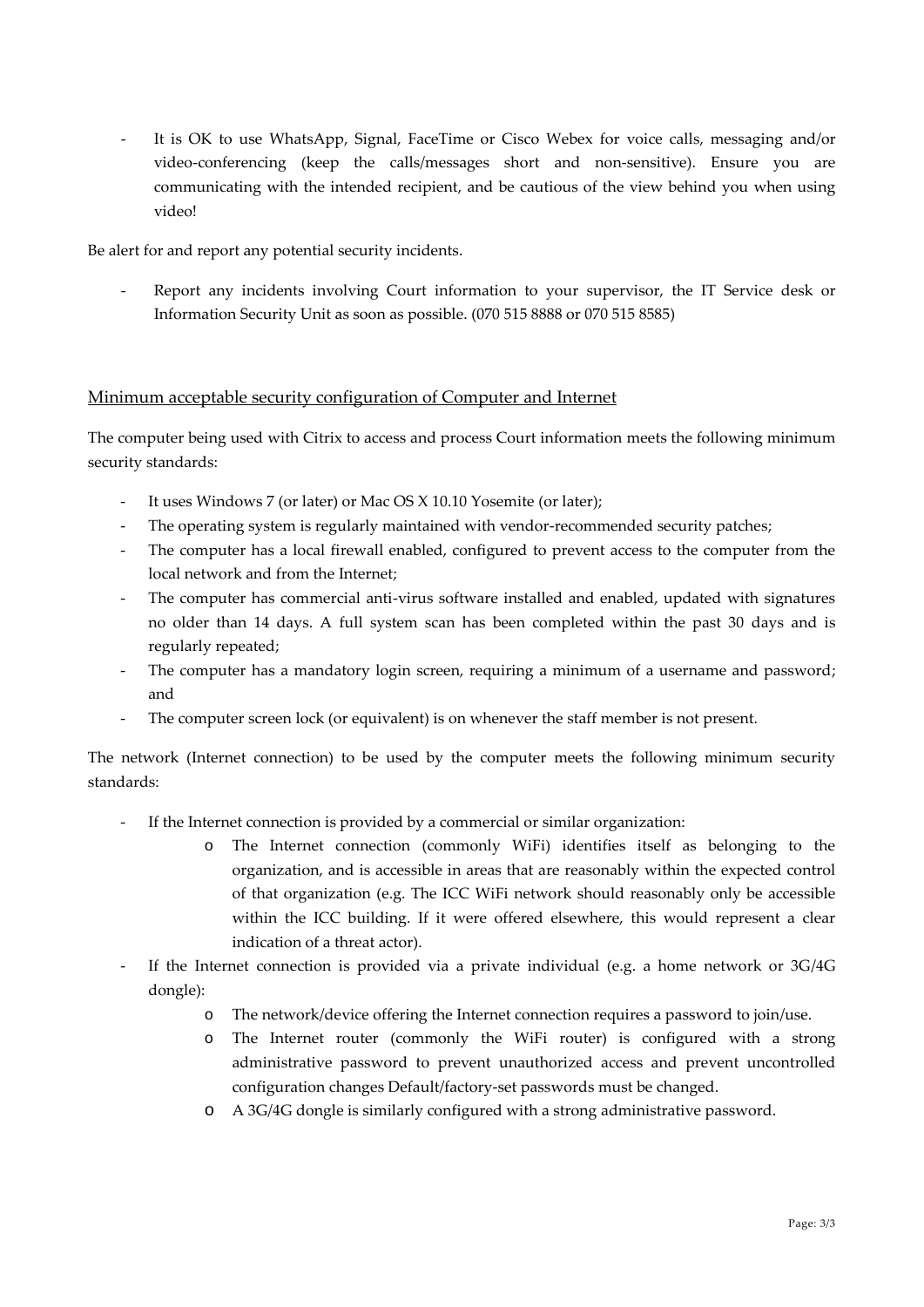- It is OK to use WhatsApp, Signal, FaceTime or Cisco Webex for voice calls, messaging and/or video-conferencing (keep the calls/messages short and non-sensitive). Ensure you are communicating with the intended recipient, and be cautious of the view behind you when using video!

Be alert for and report any potential security incidents.

- Report any incidents involving Court information to your supervisor, the IT Service desk or Information Security Unit as soon as possible. (070 515 8888 or 070 515 8585)

<u>Minimum acceptable security configuration of Computer and Internet</u>

The computer being used with Citrix to access and process Court information meets the following minimum security standards:

- It uses Windows 7 (or later) or Mac OS X 10.10 Yosemite (or later);
- The operating system is regularly maintained with vendor-recommended security patches;
- The computer has a local firewall enabled, configured to prevent access to the computer from the local network and from the Internet;
- The computer has commercial anti-virus software installed and enabled, updated with signatures no older than 14 days. A full system scan has been completed within the past 30 days and is regularly repeated;
- The computer has a mandatory login screen, requiring a minimum of a username and password; and
- The computer screen lock (or equivalent) is on whenever the staff member is not present.

The network (Internet connection) to be used by the computer meets the following minimum security standards:

- If the Internet connection is provided by a commercial or similar organization:
    - The Internet connection (commonly WiFi) identifies itself as belonging to the organization, and is accessible in areas that are reasonably within the expected control of that organization (e.g. The ICC WiFi network should reasonably only be accessible within the ICC building. If it were offered elsewhere, this would represent a clear indication of a threat actor).
- If the Internet connection is provided via a private individual (e.g. a home network or 3G/4G dongle):
    - The network/device offering the Internet connection requires a password to join/use.
    - The Internet router (commonly the WiFi router) is configured with a strong administrative password to prevent unauthorized access and prevent uncontrolled configuration changes Default/factory-set passwords must be changed.
    - A 3G/4G dongle is similarly configured with a strong administrative password.